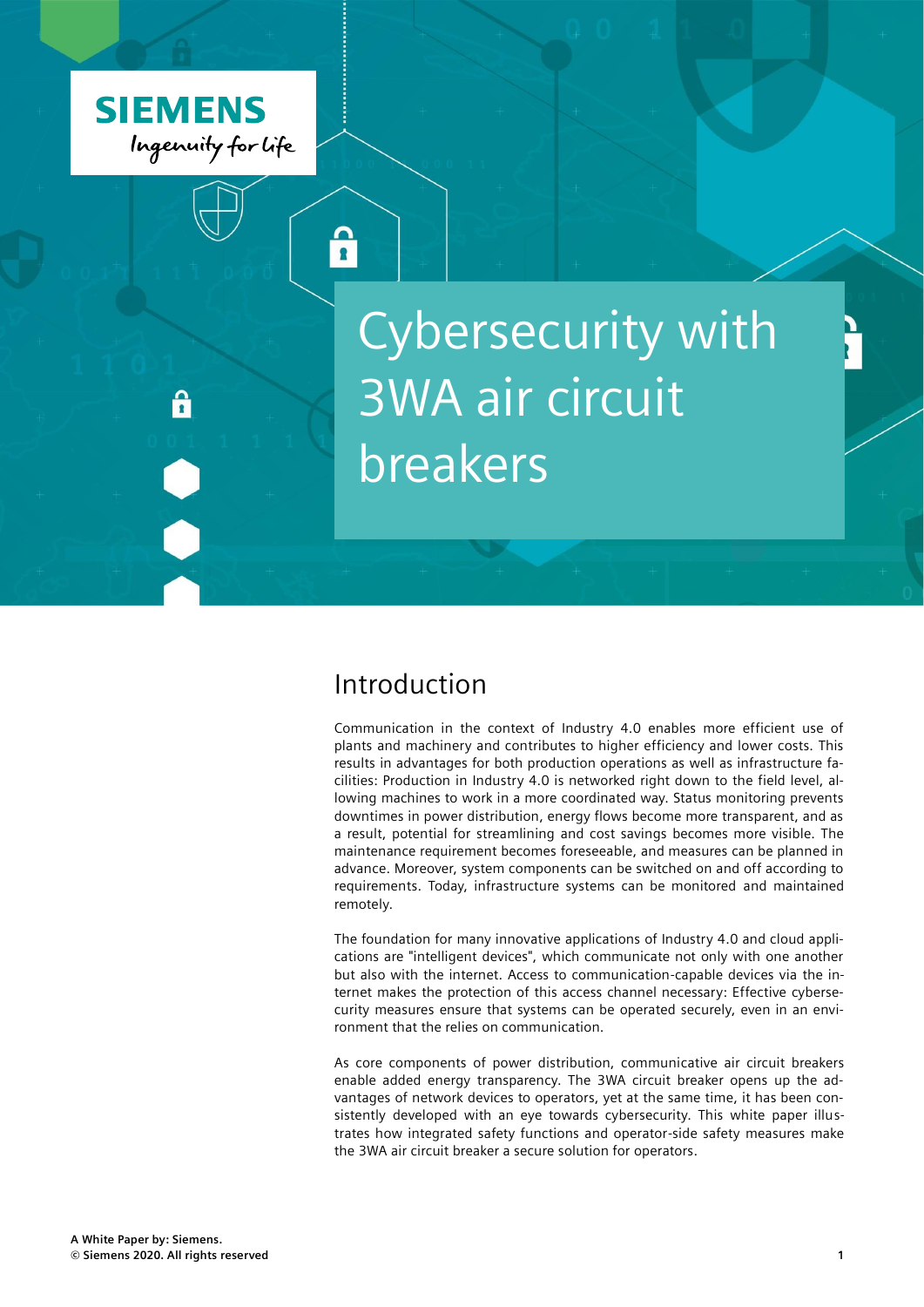# Cybersecurity with 3WA air circuit breakers

## Introduction

Communication in the context of Industry 4.0 enables more efficient use of plants and machinery and contributes to higher efficiency and lower costs. This results in advantages for both production operations as well as infrastructure facilities: Production in Industry 4.0 is networked right down to the field level, allowing machines to work in a more coordinated way. Status monitoring prevents downtimes in power distribution, energy flows become more transparent, and as a result, potential for streamlining and cost savings becomes more visible. The maintenance requirement becomes foreseeable, and measures can be planned in advance. Moreover, system components can be switched on and off according to requirements. Today, infrastructure systems can be monitored and maintained remotely.

The foundation for many innovative applications of Industry 4.0 and cloud applications are "intelligent devices", which communicate not only with one another but also with the internet. Access to communication-capable devices via the internet makes the protection of this access channel necessary: Effective cybersecurity measures ensure that systems can be operated securely, even in an environment that the relies on communication.

As core components of power distribution, communicative air circuit breakers enable added energy transparency. The 3WA circuit breaker opens up the advantages of network devices to operators, yet at the same time, it has been consistently developed with an eye towards cybersecurity. This white paper illustrates how integrated safety functions and operator-side safety measures make the 3WA air circuit breaker a secure solution for operators.

**A White Paper by: Siemens.**
**© Siemens 2020. All rights reserved**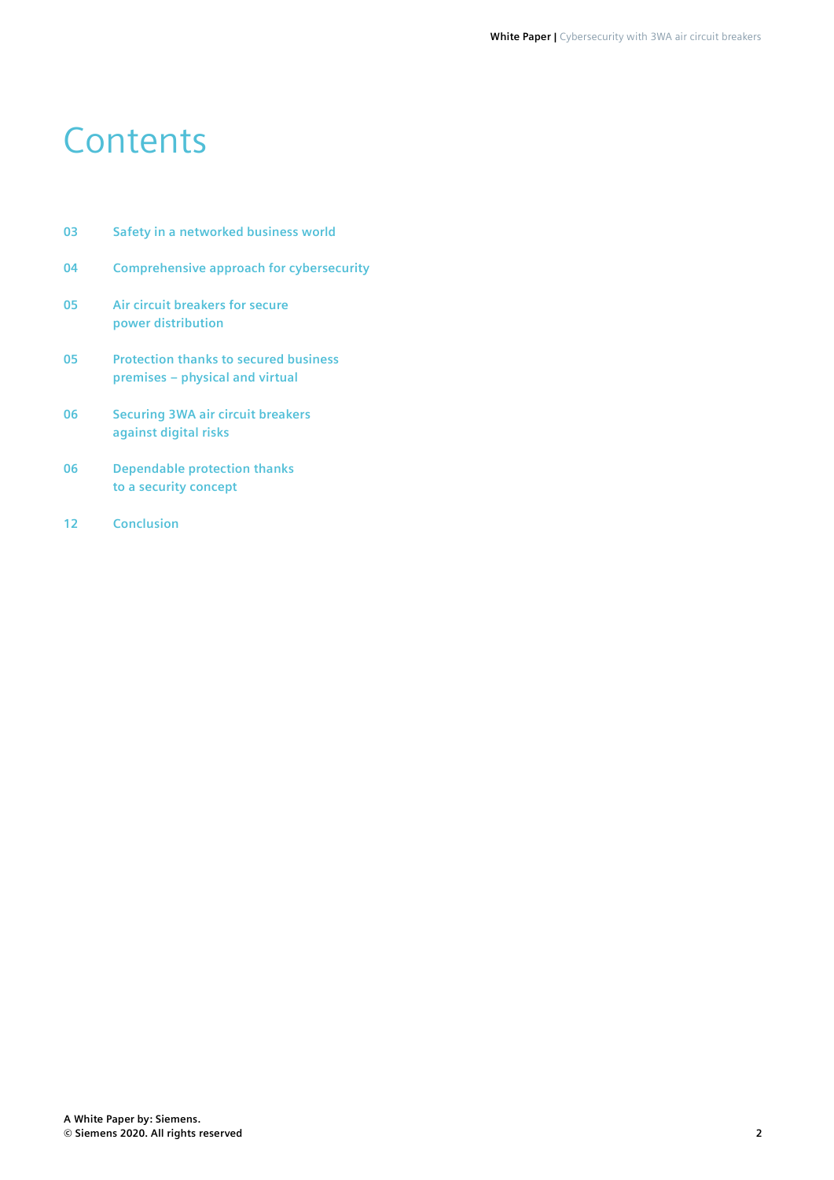# Contents

| | |
|---|---|
| 03 | Safety in a networked business world |
| 04 | Comprehensive approach for cybersecurity |
| 05 | Air circuit breakers for secure power distribution |
| 05 | Protection thanks to secured business premises – physical and virtual |
| 06 | Securing 3WA air circuit breakers against digital risks |
| 06 | Dependable protection thanks to a security concept |
| 12 | Conclusion |

**A White Paper by: Siemens.**
**© Siemens 2020. All rights reserved**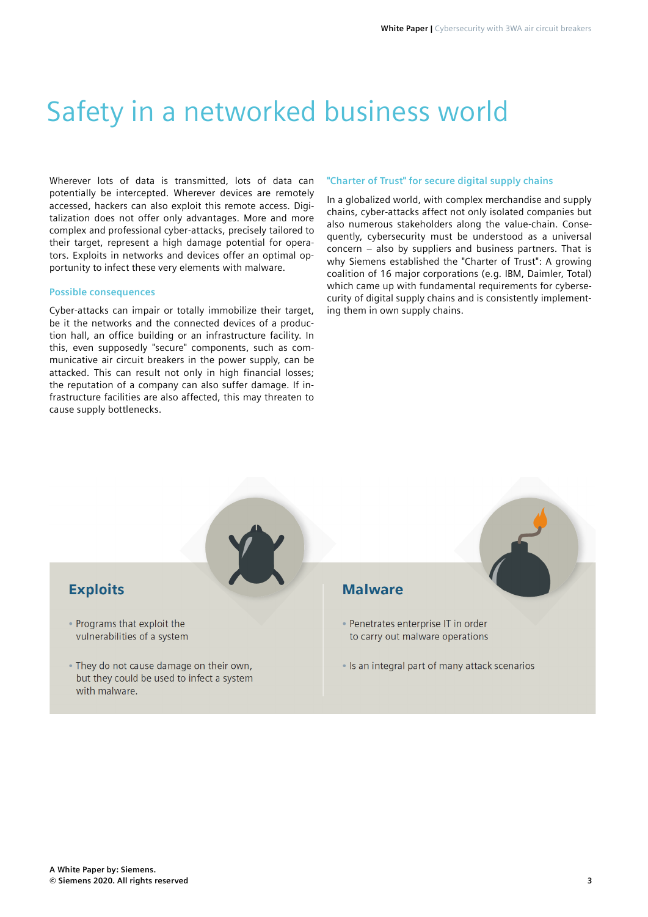# Safety in a networked business world

Wherever lots of data is transmitted, lots of data can potentially be intercepted. Wherever devices are remotely accessed, hackers can also exploit this remote access. Digitalization does not offer only advantages. More and more complex and professional cyber-attacks, precisely tailored to their target, represent a high damage potential for operators. Exploits in networks and devices offer an optimal opportunity to infect these very elements with malware.

## Possible consequences

Cyber-attacks can impair or totally immobilize their target, be it the networks and the connected devices of a production hall, an office building or an infrastructure facility. In this, even supposedly "secure" components, such as communicative air circuit breakers in the power supply, can be attacked. This can result not only in high financial losses; the reputation of a company can also suffer damage. If infrastructure facilities are also affected, this may threaten to cause supply bottlenecks.

## "Charter of Trust" for secure digital supply chains

In a globalized world, with complex merchandise and supply chains, cyber-attacks affect not only isolated companies but also numerous stakeholders along the value-chain. Consequently, cybersecurity must be understood as a universal concern – also by suppliers and business partners. That is why Siemens established the "Charter of Trust": A growing coalition of 16 major corporations (e.g. IBM, Daimler, Total) which came up with fundamental requirements for cybersecurity of digital supply chains and is consistently implementing them in own supply chains.

### Exploits

- Programs that exploit the vulnerabilities of a system
- They do not cause damage on their own, but they could be used to infect a system with malware.

### Malware

- Penetrates enterprise IT in order to carry out malware operations
- Is an integral part of many attack scenarios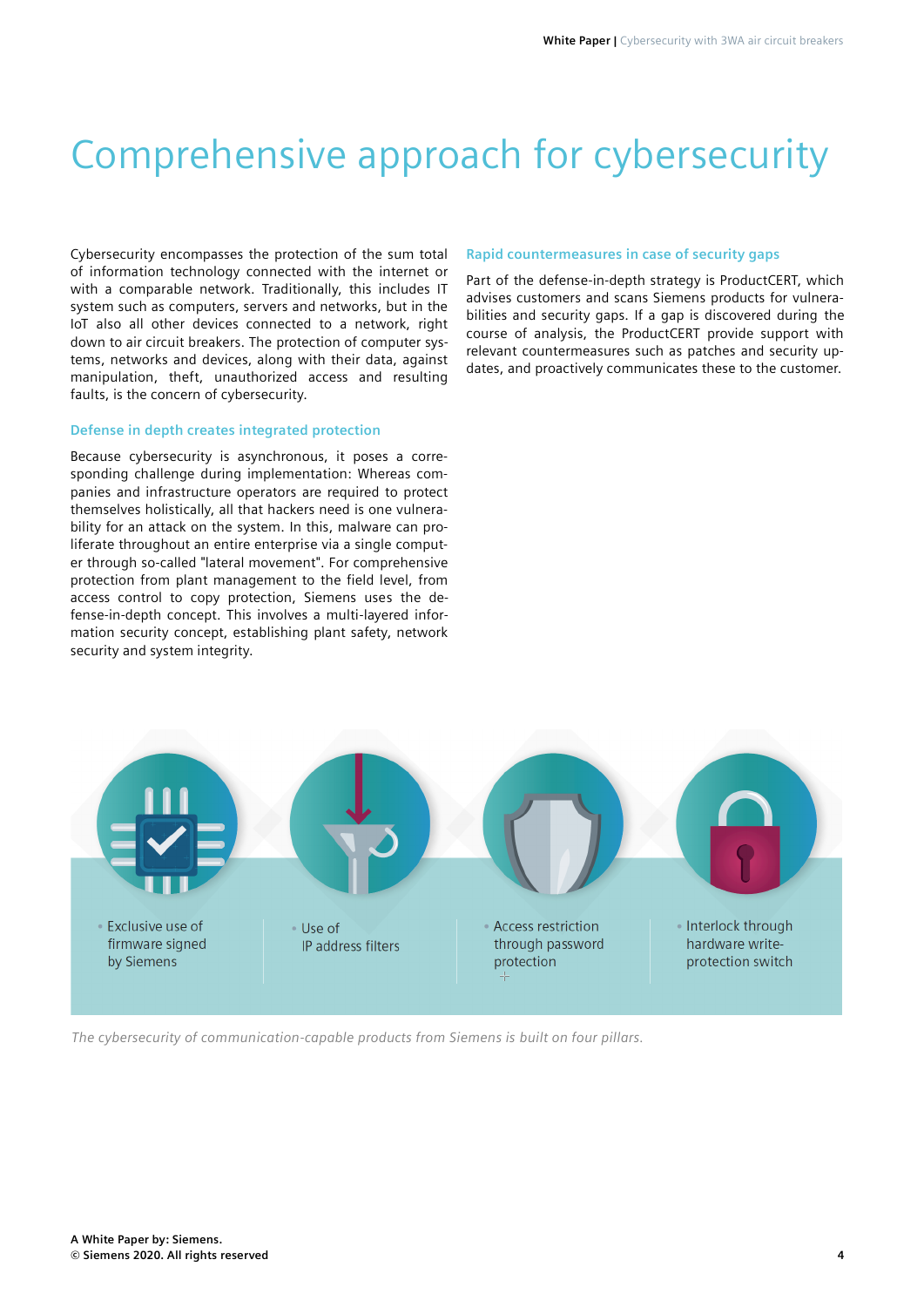# Comprehensive approach for cybersecurity

Cybersecurity encompasses the protection of the sum total of information technology connected with the internet or with a comparable network. Traditionally, this includes IT system such as computers, servers and networks, but in the IoT also all other devices connected to a network, right down to air circuit breakers. The protection of computer systems, networks and devices, along with their data, against manipulation, theft, unauthorized access and resulting faults, is the concern of cybersecurity.

### Defense in depth creates integrated protection

Because cybersecurity is asynchronous, it poses a corresponding challenge during implementation: Whereas companies and infrastructure operators are required to protect themselves holistically, all that hackers need is one vulnerability for an attack on the system. In this, malware can proliferate throughout an entire enterprise via a single computer through so-called "lateral movement". For comprehensive protection from plant management to the field level, from access control to copy protection, Siemens uses the defense-in-depth concept. This involves a multi-layered information security concept, establishing plant safety, network security and system integrity.

### Rapid countermeasures in case of security gaps

Part of the defense-in-depth strategy is ProductCERT, which advises customers and scans Siemens products for vulnerabilities and security gaps. If a gap is discovered during the course of analysis, the ProductCERT provide support with relevant countermeasures such as patches and security updates, and proactively communicates these to the customer.

- Exclusive use of firmware signed by Siemens
- Use of IP address filters
- Access restriction through password protection
- Interlock through hardware write-protection switch

*The cybersecurity of communication-capable products from Siemens is built on four pillars.*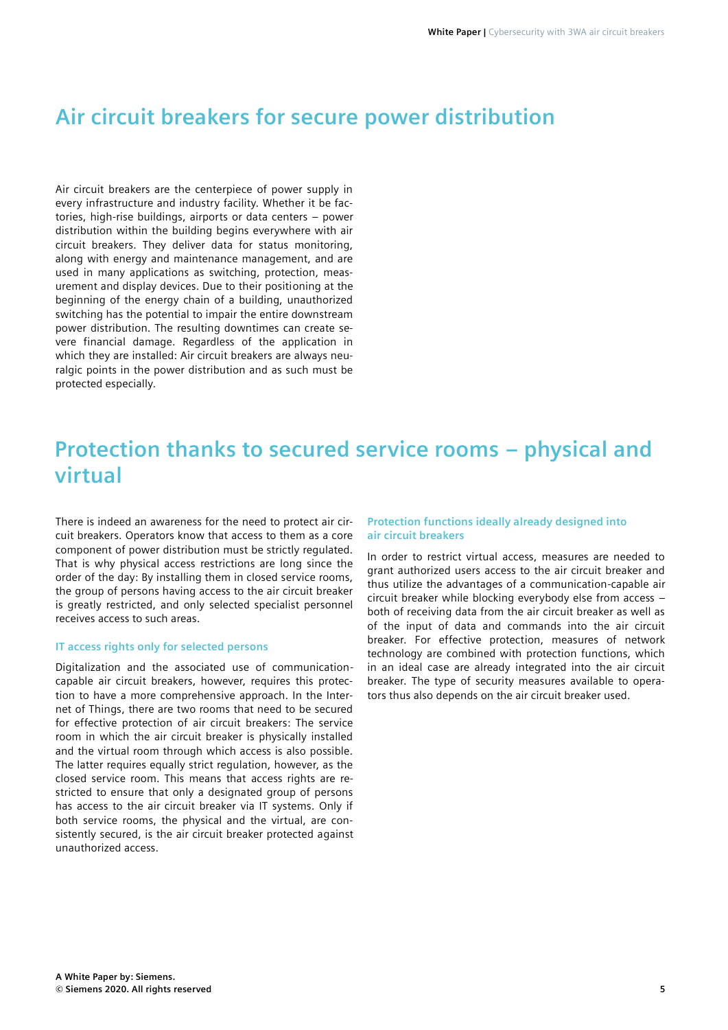## Air circuit breakers for secure power distribution

Air circuit breakers are the centerpiece of power supply in every infrastructure and industry facility. Whether it be factories, high-rise buildings, airports or data centers – power distribution within the building begins everywhere with air circuit breakers. They deliver data for status monitoring, along with energy and maintenance management, and are used in many applications as switching, protection, measurement and display devices. Due to their positioning at the beginning of the energy chain of a building, unauthorized switching has the potential to impair the entire downstream power distribution. The resulting downtimes can create severe financial damage. Regardless of the application in which they are installed: Air circuit breakers are always neuralgic points in the power distribution and as such must be protected especially.

## Protection thanks to secured service rooms – physical and virtual

There is indeed an awareness for the need to protect air circuit breakers. Operators know that access to them as a core component of power distribution must be strictly regulated. That is why physical access restrictions are long since the order of the day: By installing them in closed service rooms, the group of persons having access to the air circuit breaker is greatly restricted, and only selected specialist personnel receives access to such areas.

### IT access rights only for selected persons

Digitalization and the associated use of communication-capable air circuit breakers, however, requires this protection to have a more comprehensive approach. In the Internet of Things, there are two rooms that need to be secured for effective protection of air circuit breakers: The service room in which the air circuit breaker is physically installed and the virtual room through which access is also possible. The latter requires equally strict regulation, however, as the closed service room. This means that access rights are restricted to ensure that only a designated group of persons has access to the air circuit breaker via IT systems. Only if both service rooms, the physical and the virtual, are consistently secured, is the air circuit breaker protected against unauthorized access.

### Protection functions ideally already designed into air circuit breakers

In order to restrict virtual access, measures are needed to grant authorized users access to the air circuit breaker and thus utilize the advantages of a communication-capable air circuit breaker while blocking everybody else from access – both of receiving data from the air circuit breaker as well as of the input of data and commands into the air circuit breaker. For effective protection, measures of network technology are combined with protection functions, which in an ideal case are already integrated into the air circuit breaker. The type of security measures available to operators thus also depends on the air circuit breaker used.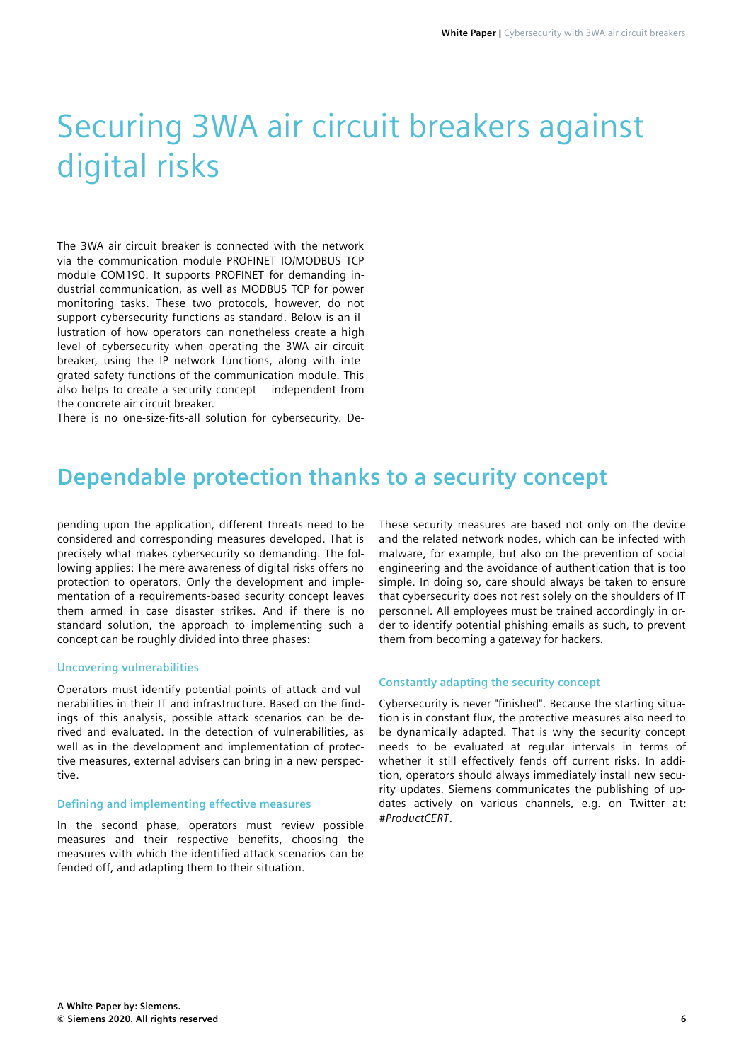# Securing 3WA air circuit breakers against digital risks

The 3WA air circuit breaker is connected with the network via the communication module PROFINET IO/MODBUS TCP module COM190. It supports PROFINET for demanding industrial communication, as well as MODBUS TCP for power monitoring tasks. These two protocols, however, do not support cybersecurity functions as standard. Below is an illustration of how operators can nonetheless create a high level of cybersecurity when operating the 3WA air circuit breaker, using the IP network functions, along with integrated safety functions of the communication module. This also helps to create a security concept – independent from the concrete air circuit breaker.

## Dependable protection thanks to a security concept

There is no one-size-fits-all solution for cybersecurity. Depending upon the application, different threats need to be considered and corresponding measures developed. That is precisely what makes cybersecurity so demanding. The following applies: The mere awareness of digital risks offers no protection to operators. Only the development and implementation of a requirements-based security concept leaves them armed in case disaster strikes. And if there is no standard solution, the approach to implementing such a concept can be roughly divided into three phases:

### Uncovering vulnerabilities

Operators must identify potential points of attack and vulnerabilities in their IT and infrastructure. Based on the findings of this analysis, possible attack scenarios can be derived and evaluated. In the detection of vulnerabilities, as well as in the development and implementation of protective measures, external advisers can bring in a new perspective.

### Defining and implementing effective measures

In the second phase, operators must review possible measures and their respective benefits, choosing the measures with which the identified attack scenarios can be fended off, and adapting them to their situation.

These security measures are based not only on the device and the related network nodes, which can be infected with malware, for example, but also on the prevention of social engineering and the avoidance of authentication that is too simple. In doing so, care should always be taken to ensure that cybersecurity does not rest solely on the shoulders of IT personnel. All employees must be trained accordingly in order to identify potential phishing emails as such, to prevent them from becoming a gateway for hackers.

### Constantly adapting the security concept

Cybersecurity is never "finished". Because the starting situation is in constant flux, the protective measures also need to be dynamically adapted. That is why the security concept needs to be evaluated at regular intervals in terms of whether it still effectively fends off current risks. In addition, operators should always immediately install new security updates. Siemens communicates the publishing of updates actively on various channels, e.g. on Twitter at: *#ProductCERT*.

**A White Paper by: Siemens.**
**© Siemens 2020. All rights reserved**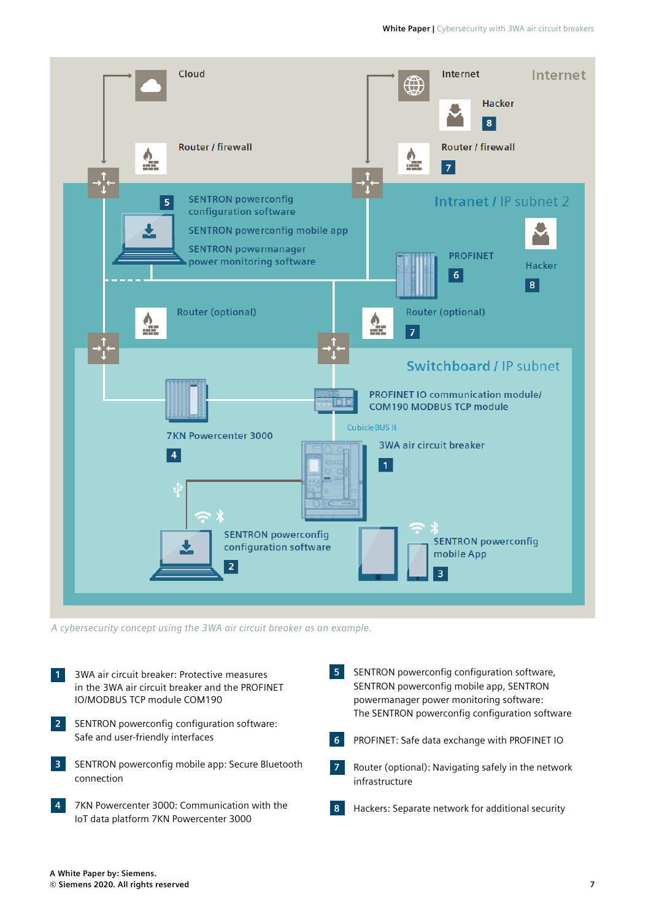Cloud

Router / firewall

Internet

Internet

Hacker

8

Router / firewall

7

5

SENTRON powerconfig configuration software

SENTRON powerconfig mobile app

SENTRON powermanager power monitoring software

Intranet / IP subnet 2

PROFINET

6

Hacker

8

Router (optional)

Router (optional)

7

Switchboard / IP subnet

PROFINET IO communication module/ COM190 MODBUS TCP module

CubicleBUS II

7KN Powercenter 3000

4

3WA air circuit breaker

1

SENTRON powerconfig configuration software

2

SENTRON powerconfig mobile App

3

*A cybersecurity concept using the 3WA air circuit breaker as an example.*

**1** 3WA air circuit breaker: Protective measures in the 3WA air circuit breaker and the PROFINET IO/MODBUS TCP module COM190

**2** SENTRON powerconfig configuration software: Safe and user-friendly interfaces

**3** SENTRON powerconfig mobile app: Secure Bluetooth connection

**4** 7KN Powercenter 3000: Communication with the IoT data platform 7KN Powercenter 3000

**5** SENTRON powerconfig configuration software, SENTRON powerconfig mobile app, SENTRON powermanager power monitoring software: The SENTRON powerconfig configuration software

**6** PROFINET: Safe data exchange with PROFINET IO

**7** Router (optional): Navigating safely in the network infrastructure

**8** Hackers: Separate network for additional security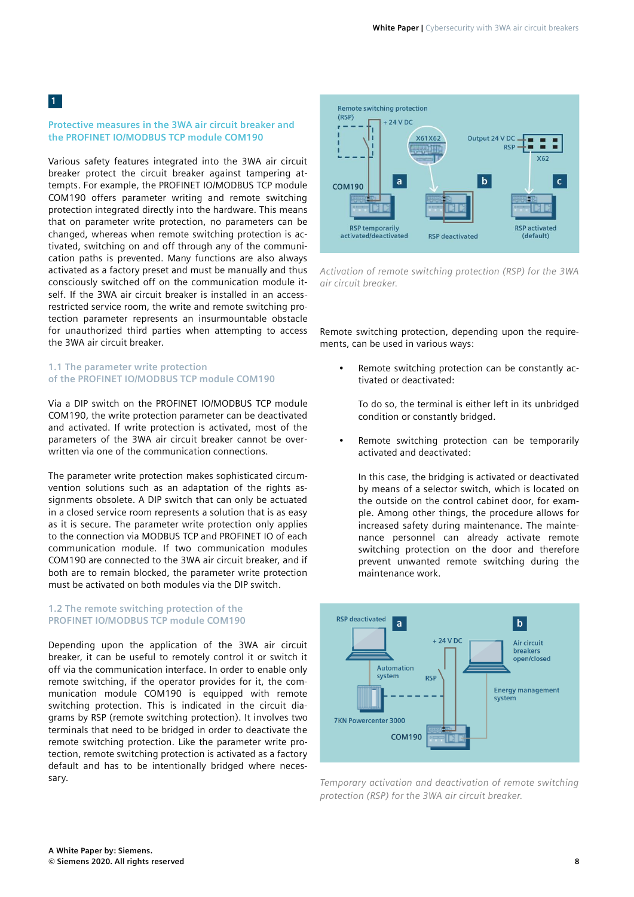1

## Protective measures in the 3WA air circuit breaker and the PROFINET IO/MODBUS TCP module COM190

Various safety features integrated into the 3WA air circuit breaker protect the circuit breaker against tampering attempts. For example, the PROFINET IO/MODBUS TCP module COM190 offers parameter writing and remote switching protection integrated directly into the hardware. This means that on parameter write protection, no parameters can be changed, whereas when remote switching protection is activated, switching on and off through any of the communication paths is prevented. Many functions are also always activated as a factory preset and must be manually and thus consciously switched off on the communication module itself. If the 3WA air circuit breaker is installed in an access-restricted service room, the write and remote switching protection parameter represents an insurmountable obstacle for unauthorized third parties when attempting to access the 3WA air circuit breaker.

### 1.1 The parameter write protection of the PROFINET IO/MODBUS TCP module COM190

Via a DIP switch on the PROFINET IO/MODBUS TCP module COM190, the write protection parameter can be deactivated and activated. If write protection is activated, most of the parameters of the 3WA air circuit breaker cannot be overwritten via one of the communication connections.

The parameter write protection makes sophisticated circumvention solutions such as an adaptation of the rights assignments obsolete. A DIP switch that can only be actuated in a closed service room represents a solution that is as easy as it is secure. The parameter write protection only applies to the connection via MODBUS TCP and PROFINET IO of each communication module. If two communication modules COM190 are connected to the 3WA air circuit breaker, and if both are to remain blocked, the parameter write protection must be activated on both modules via the DIP switch.

### 1.2 The remote switching protection of the PROFINET IO/MODBUS TCP module COM190

Depending upon the application of the 3WA air circuit breaker, it can be useful to remotely control it or switch it off via the communication interface. In order to enable only remote switching, if the operator provides for it, the communication module COM190 is equipped with remote switching protection. This is indicated in the circuit diagrams by RSP (remote switching protection). It involves two terminals that need to be bridged in order to deactivate the remote switching protection. Like the parameter write protection, remote switching protection is activated as a factory default and has to be intentionally bridged where necessary.

*Activation of remote switching protection (RSP) for the 3WA air circuit breaker.*

Remote switching protection, depending upon the requirements, can be used in various ways:

- Remote switching protection can be constantly activated or deactivated:

  To do so, the terminal is either left in its unbridged condition or constantly bridged.

- Remote switching protection can be temporarily activated and deactivated:

  In this case, the bridging is activated or deactivated by means of a selector switch, which is located on the outside on the control cabinet door, for example. Among other things, the procedure allows for increased safety during maintenance. The maintenance personnel can already activate remote switching protection on the door and therefore prevent unwanted remote switching during the maintenance work.

*Temporary activation and deactivation of remote switching protection (RSP) for the 3WA air circuit breaker.*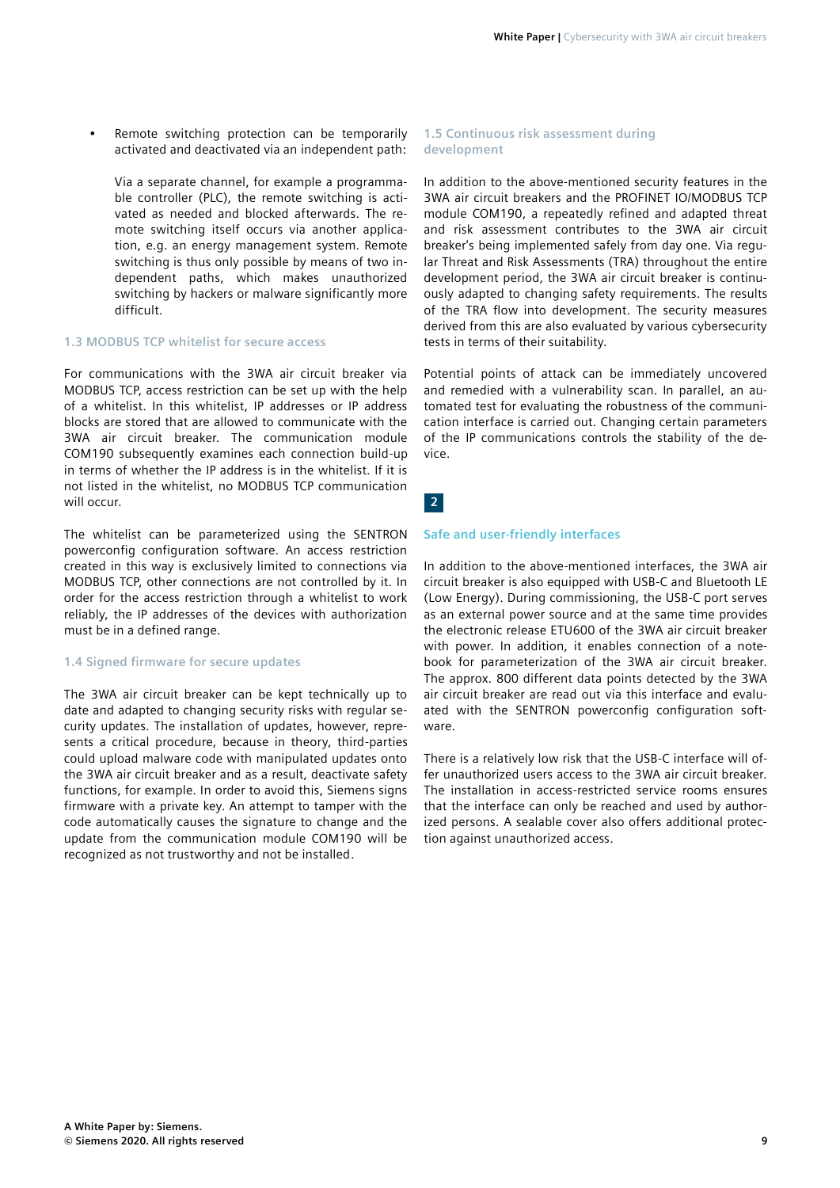- Remote switching protection can be temporarily activated and deactivated via an independent path:

  Via a separate channel, for example a programmable controller (PLC), the remote switching is activated as needed and blocked afterwards. The remote switching itself occurs via another application, e.g. an energy management system. Remote switching is thus only possible by means of two independent paths, which makes unauthorized switching by hackers or malware significantly more difficult.

### 1.3 MODBUS TCP whitelist for secure access

For communications with the 3WA air circuit breaker via MODBUS TCP, access restriction can be set up with the help of a whitelist. In this whitelist, IP addresses or IP address blocks are stored that are allowed to communicate with the 3WA air circuit breaker. The communication module COM190 subsequently examines each connection build-up in terms of whether the IP address is in the whitelist. If it is not listed in the whitelist, no MODBUS TCP communication will occur.

The whitelist can be parameterized using the SENTRON powerconfig configuration software. An access restriction created in this way is exclusively limited to connections via MODBUS TCP, other connections are not controlled by it. In order for the access restriction through a whitelist to work reliably, the IP addresses of the devices with authorization must be in a defined range.

### 1.4 Signed firmware for secure updates

The 3WA air circuit breaker can be kept technically up to date and adapted to changing security risks with regular security updates. The installation of updates, however, represents a critical procedure, because in theory, third-parties could upload malware code with manipulated updates onto the 3WA air circuit breaker and as a result, deactivate safety functions, for example. In order to avoid this, Siemens signs firmware with a private key. An attempt to tamper with the code automatically causes the signature to change and the update from the communication module COM190 will be recognized as not trustworthy and not be installed.

### 1.5 Continuous risk assessment during development

In addition to the above-mentioned security features in the 3WA air circuit breakers and the PROFINET IO/MODBUS TCP module COM190, a repeatedly refined and adapted threat and risk assessment contributes to the 3WA air circuit breaker's being implemented safely from day one. Via regular Threat and Risk Assessments (TRA) throughout the entire development period, the 3WA air circuit breaker is continuously adapted to changing safety requirements. The results of the TRA flow into development. The security measures derived from this are also evaluated by various cybersecurity tests in terms of their suitability.

Potential points of attack can be immediately uncovered and remedied with a vulnerability scan. In parallel, an automated test for evaluating the robustness of the communication interface is carried out. Changing certain parameters of the IP communications controls the stability of the device.

## 2

## Safe and user-friendly interfaces

In addition to the above-mentioned interfaces, the 3WA air circuit breaker is also equipped with USB-C and Bluetooth LE (Low Energy). During commissioning, the USB-C port serves as an external power source and at the same time provides the electronic release ETU600 of the 3WA air circuit breaker with power. In addition, it enables connection of a notebook for parameterization of the 3WA air circuit breaker. The approx. 800 different data points detected by the 3WA air circuit breaker are read out via this interface and evaluated with the SENTRON powerconfig configuration software.

There is a relatively low risk that the USB-C interface will offer unauthorized users access to the 3WA air circuit breaker. The installation in access-restricted service rooms ensures that the interface can only be reached and used by authorized persons. A sealable cover also offers additional protection against unauthorized access.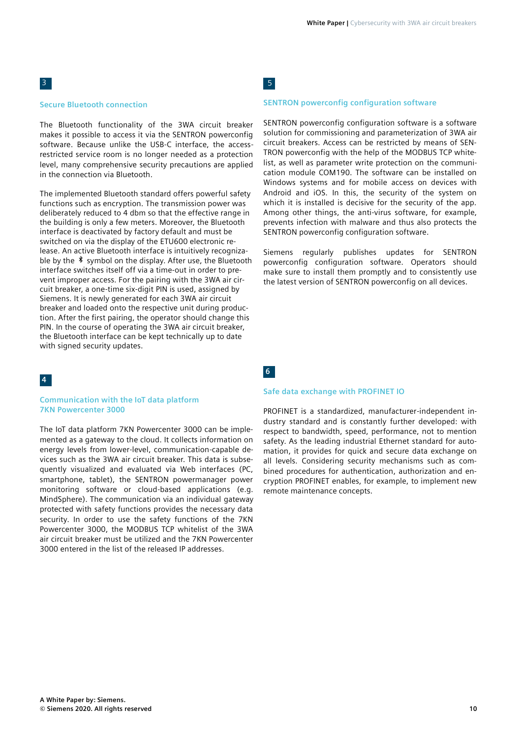3

### Secure Bluetooth connection

The Bluetooth functionality of the 3WA circuit breaker makes it possible to access it via the SENTRON powerconfig software. Because unlike the USB-C interface, the access-restricted service room is no longer needed as a protection level, many comprehensive security precautions are applied in the connection via Bluetooth.

The implemented Bluetooth standard offers powerful safety functions such as encryption. The transmission power was deliberately reduced to 4 dbm so that the effective range in the building is only a few meters. Moreover, the Bluetooth interface is deactivated by factory default and must be switched on via the display of the ETU600 electronic release. An active Bluetooth interface is intuitively recognizable by the ᛒ symbol on the display. After use, the Bluetooth interface switches itself off via a time-out in order to prevent improper access. For the pairing with the 3WA air circuit breaker, a one-time six-digit PIN is used, assigned by Siemens. It is newly generated for each 3WA air circuit breaker and loaded onto the respective unit during production. After the first pairing, the operator should change this PIN. In the course of operating the 3WA air circuit breaker, the Bluetooth interface can be kept technically up to date with signed security updates.

4

### Communication with the IoT data platform 7KN Powercenter 3000

The IoT data platform 7KN Powercenter 3000 can be implemented as a gateway to the cloud. It collects information on energy levels from lower-level, communication-capable devices such as the 3WA air circuit breaker. This data is subsequently visualized and evaluated via Web interfaces (PC, smartphone, tablet), the SENTRON powermanager power monitoring software or cloud-based applications (e.g. MindSphere). The communication via an individual gateway protected with safety functions provides the necessary data security. In order to use the safety functions of the 7KN Powercenter 3000, the MODBUS TCP whitelist of the 3WA air circuit breaker must be utilized and the 7KN Powercenter 3000 entered in the list of the released IP addresses.

5

### SENTRON powerconfig configuration software

SENTRON powerconfig configuration software is a software solution for commissioning and parameterization of 3WA air circuit breakers. Access can be restricted by means of SENTRON powerconfig with the help of the MODBUS TCP whitelist, as well as parameter write protection on the communication module COM190. The software can be installed on Windows systems and for mobile access on devices with Android and iOS. In this, the security of the system on which it is installed is decisive for the security of the app. Among other things, the anti-virus software, for example, prevents infection with malware and thus also protects the SENTRON powerconfig configuration software.

Siemens regularly publishes updates for SENTRON powerconfig configuration software. Operators should make sure to install them promptly and to consistently use the latest version of SENTRON powerconfig on all devices.

6

### Safe data exchange with PROFINET IO

PROFINET is a standardized, manufacturer-independent industry standard and is constantly further developed: with respect to bandwidth, speed, performance, not to mention safety. As the leading industrial Ethernet standard for automation, it provides for quick and secure data exchange on all levels. Considering security mechanisms such as combined procedures for authentication, authorization and encryption PROFINET enables, for example, to implement new remote maintenance concepts.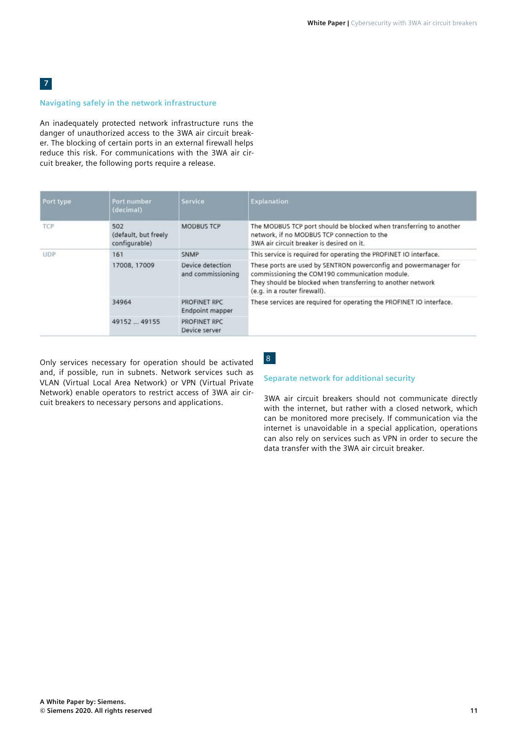## 7

### Navigating safely in the network infrastructure

An inadequately protected network infrastructure runs the danger of unauthorized access to the 3WA air circuit breaker. The blocking of certain ports in an external firewall helps reduce this risk. For communications with the 3WA air circuit breaker, the following ports require a release.

| Port type | Port number (decimal) | Service | Explanation |
|---|---|---|---|
| TCP | 502 (default, but freely configurable) | MODBUS TCP | The MODBUS TCP port should be blocked when transferring to another network, if no MODBUS TCP connection to the 3WA air circuit breaker is desired on it. |
| UDP | 161 | SNMP | This service is required for operating the PROFINET IO interface. |
| | 17008, 17009 | Device detection and commissioning | These ports are used by SENTRON powerconfig and powermanager for commissioning the COM190 communication module. They should be blocked when transferring to another network (e.g. in a router firewall). |
| | 34964 | PROFINET RPC Endpoint mapper | These services are required for operating the PROFINET IO interface. |
| | 49152 ... 49155 | PROFINET RPC Device server | |

Only services necessary for operation should be activated and, if possible, run in subnets. Network services such as VLAN (Virtual Local Area Network) or VPN (Virtual Private Network) enable operators to restrict access of 3WA air circuit breakers to necessary persons and applications.

## 8

### Separate network for additional security

3WA air circuit breakers should not communicate directly with the internet, but rather with a closed network, which can be monitored more precisely. If communication via the internet is unavoidable in a special application, operations can also rely on services such as VPN in order to secure the data transfer with the 3WA air circuit breaker.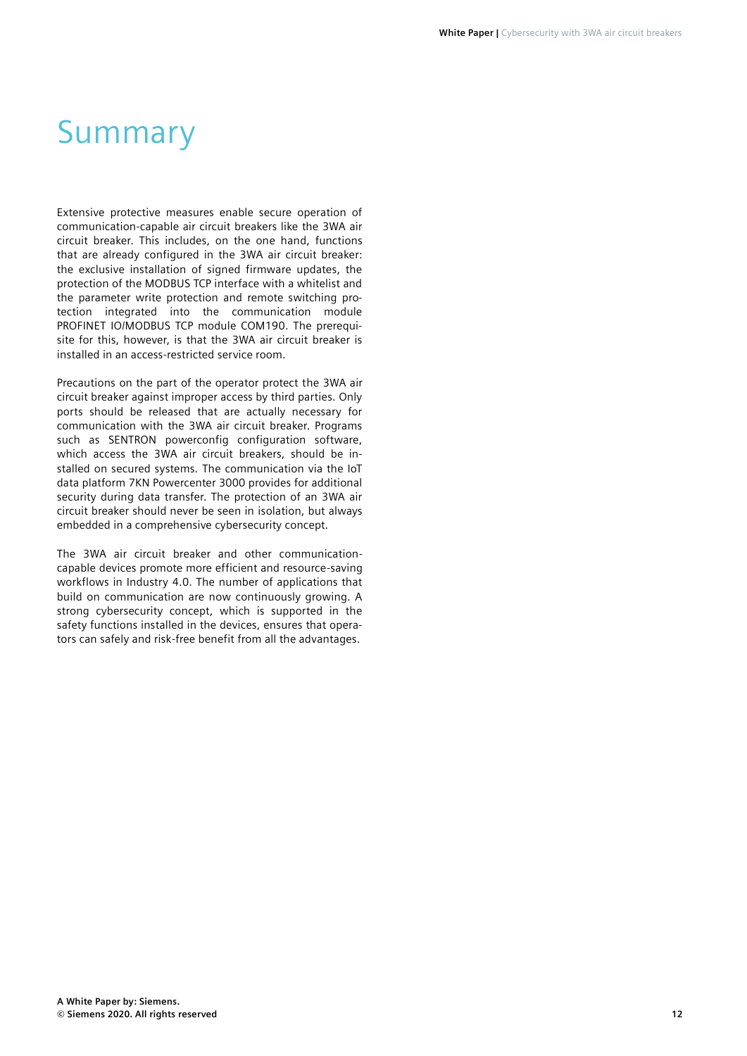# Summary

Extensive protective measures enable secure operation of communication-capable air circuit breakers like the 3WA air circuit breaker. This includes, on the one hand, functions that are already configured in the 3WA air circuit breaker: the exclusive installation of signed firmware updates, the protection of the MODBUS TCP interface with a whitelist and the parameter write protection and remote switching protection integrated into the communication module PROFINET IO/MODBUS TCP module COM190. The prerequisite for this, however, is that the 3WA air circuit breaker is installed in an access-restricted service room.

Precautions on the part of the operator protect the 3WA air circuit breaker against improper access by third parties. Only ports should be released that are actually necessary for communication with the 3WA air circuit breaker. Programs such as SENTRON powerconfig configuration software, which access the 3WA air circuit breakers, should be installed on secured systems. The communication via the IoT data platform 7KN Powercenter 3000 provides for additional security during data transfer. The protection of an 3WA air circuit breaker should never be seen in isolation, but always embedded in a comprehensive cybersecurity concept.

The 3WA air circuit breaker and other communication-capable devices promote more efficient and resource-saving workflows in Industry 4.0. The number of applications that build on communication are now continuously growing. A strong cybersecurity concept, which is supported in the safety functions installed in the devices, ensures that operators can safely and risk-free benefit from all the advantages.

**A White Paper by: Siemens.**
**© Siemens 2020. All rights reserved**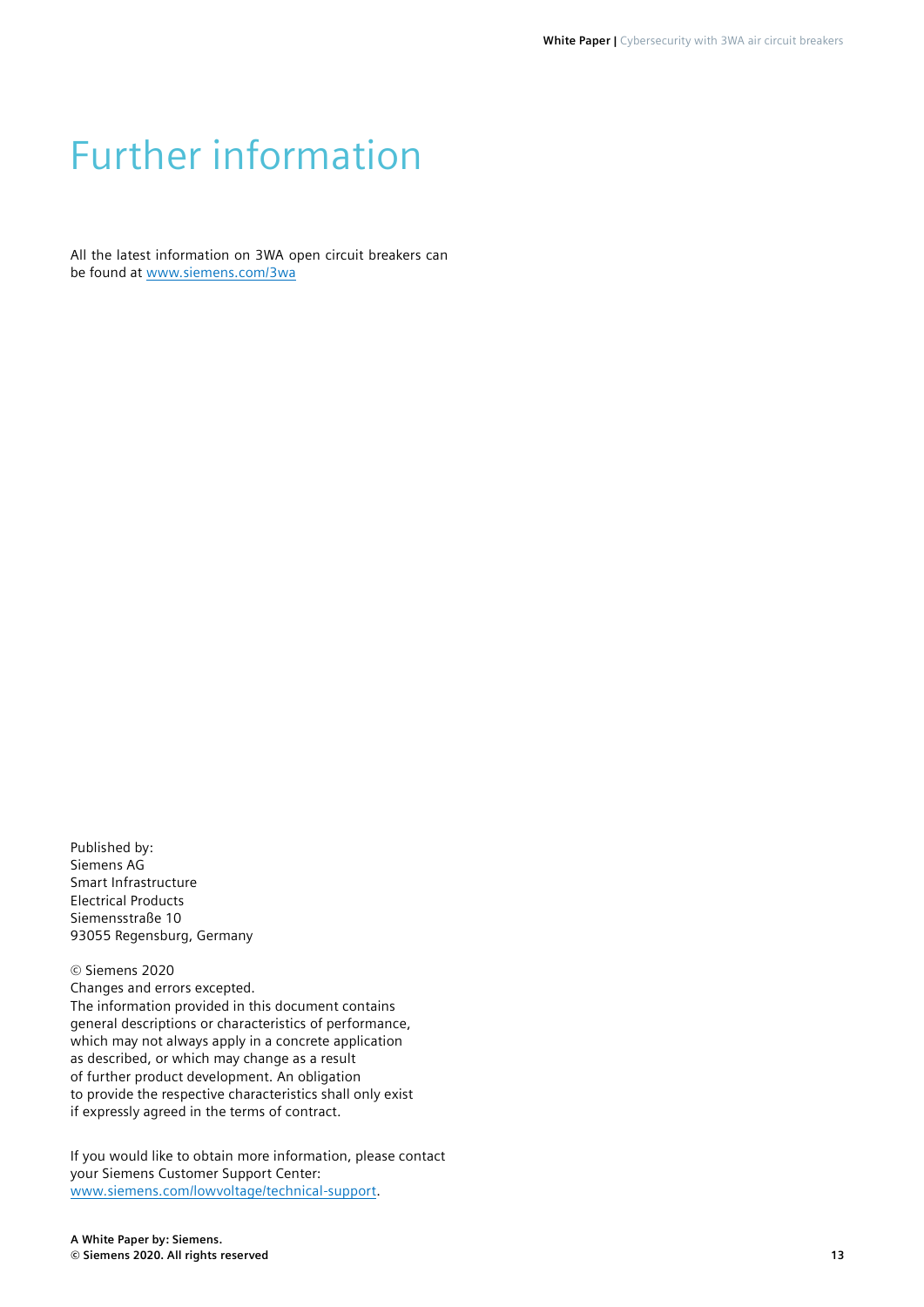# Further information

All the latest information on 3WA open circuit breakers can be found at www.siemens.com/3wa

Published by:
Siemens AG
Smart Infrastructure
Electrical Products
Siemensstraße 10
93055 Regensburg, Germany

© Siemens 2020
Changes and errors excepted.
The information provided in this document contains general descriptions or characteristics of performance, which may not always apply in a concrete application as described, or which may change as a result of further product development. An obligation to provide the respective characteristics shall only exist if expressly agreed in the terms of contract.

If you would like to obtain more information, please contact your Siemens Customer Support Center:
www.siemens.com/lowvoltage/technical-support.

**A White Paper by: Siemens.**
**© Siemens 2020. All rights reserved**